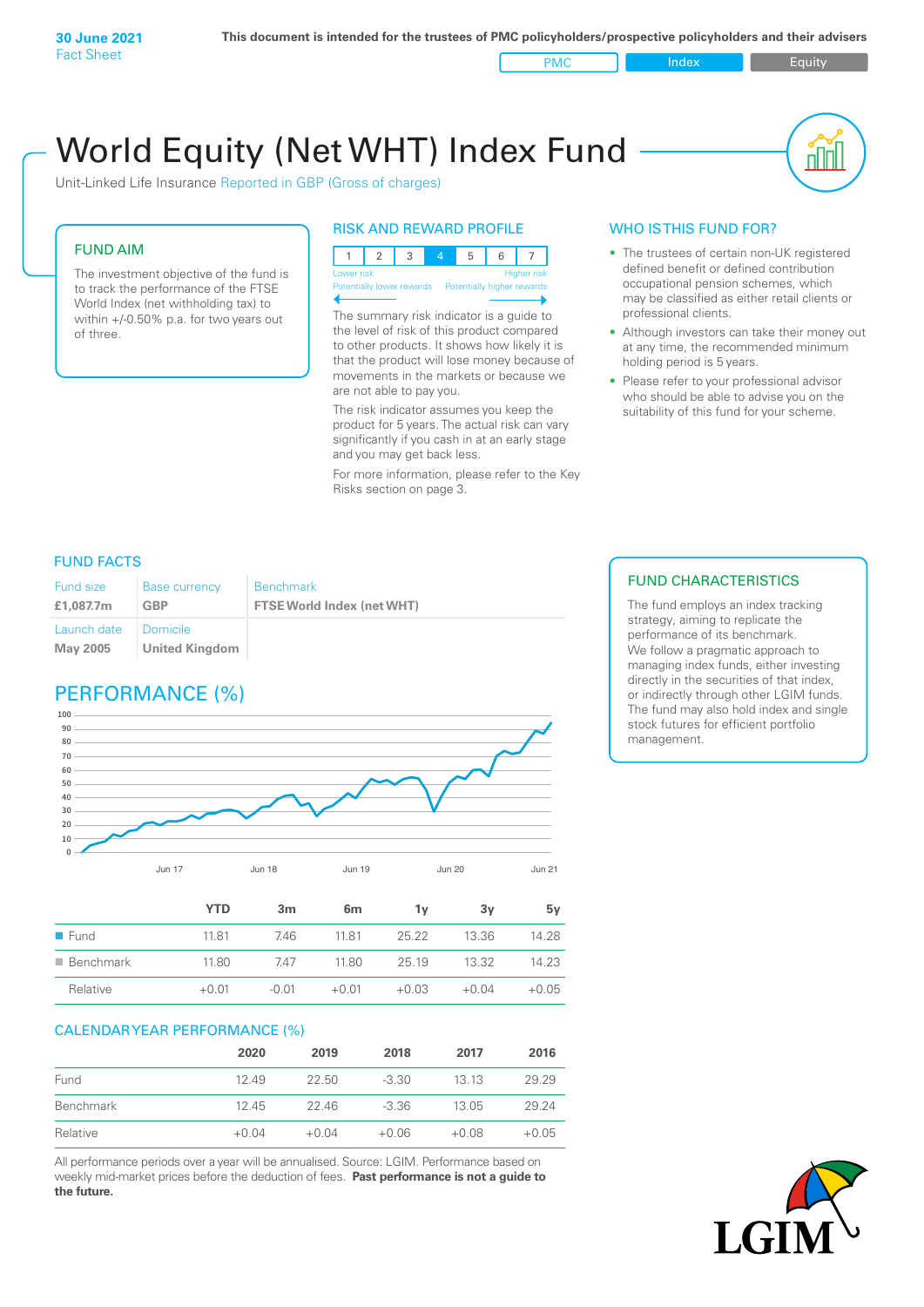**30 June 2021**
Fact Sheet

**This document is intended for the trustees of PMC policyholders/prospective policyholders and their advisers**

PMC | Index | Equity

# World Equity (Net WHT) Index Fund

Unit-Linked Life Insurance Reported in GBP (Gross of charges)

## FUND AIM

The investment objective of the fund is to track the performance of the FTSE World Index (net withholding tax) to within +/-0.50% p.a. for two years out of three.

## RISK AND REWARD PROFILE

| 1 | 2 | 3 | 4 | 5 | 6 | 7 |
|---|---|---|---|---|---|---|

Lower risk — Higher risk
Potentially lower rewards — Potentially higher rewards

The summary risk indicator is a guide to the level of risk of this product compared to other products. It shows how likely it is that the product will lose money because of movements in the markets or because we are not able to pay you.

The risk indicator assumes you keep the product for 5 years. The actual risk can vary significantly if you cash in at an early stage and you may get back less.

For more information, please refer to the Key Risks section on page 3.

## WHO IS THIS FUND FOR?

- The trustees of certain non-UK registered defined benefit or defined contribution occupational pension schemes, which may be classified as either retail clients or professional clients.
- Although investors can take their money out at any time, the recommended minimum holding period is 5 years.
- Please refer to your professional advisor who should be able to advise you on the suitability of this fund for your scheme.

## FUND FACTS

| Fund size | Base currency | Benchmark |
|---|---|---|
| **£1,087.7m** | **GBP** | **FTSE World Index (net WHT)** |
| **Launch date** | **Domicile** | |
| **May 2005** | **United Kingdom** | |

## FUND CHARACTERISTICS

The fund employs an index tracking strategy, aiming to replicate the performance of its benchmark. We follow a pragmatic approach to managing index funds, either investing directly in the securities of that index, or indirectly through other LGIM funds. The fund may also hold index and single stock futures for efficient portfolio management.

## PERFORMANCE (%)

| | YTD | 3m | 6m | 1y | 3y | 5y |
|---|---|---|---|---|---|---|
| Fund | 11.81 | 7.46 | 11.81 | 25.22 | 13.36 | 14.28 |
| Benchmark | 11.80 | 7.47 | 11.80 | 25.19 | 13.32 | 14.23 |
| Relative | +0.01 | -0.01 | +0.01 | +0.03 | +0.04 | +0.05 |

## CALENDAR YEAR PERFORMANCE (%)

| | 2020 | 2019 | 2018 | 2017 | 2016 |
|---|---|---|---|---|---|
| Fund | 12.49 | 22.50 | -3.30 | 13.13 | 29.29 |
| Benchmark | 12.45 | 22.46 | -3.36 | 13.05 | 29.24 |
| Relative | +0.04 | +0.04 | +0.06 | +0.08 | +0.05 |

All performance periods over a year will be annualised. Source: LGIM. Performance based on weekly mid-market prices before the deduction of fees. **Past performance is not a guide to the future.**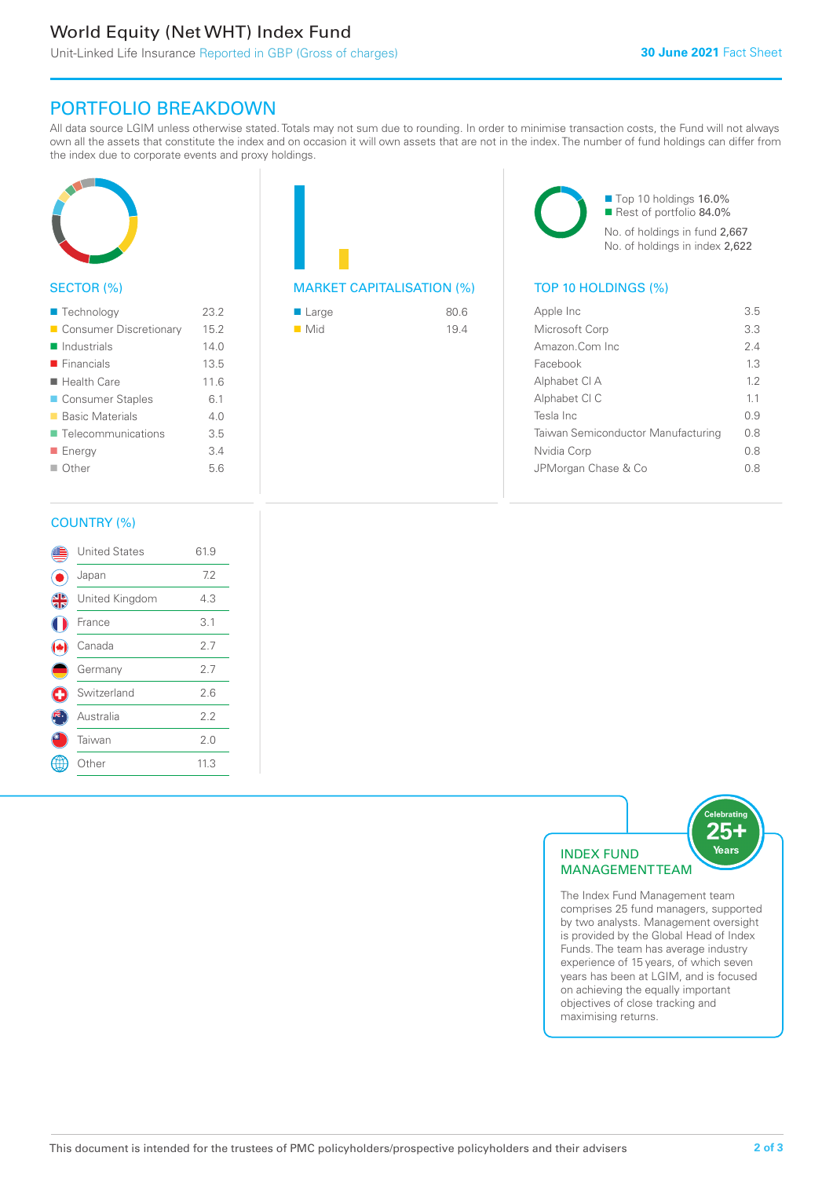# World Equity (Net WHT) Index Fund

Unit-Linked Life Insurance Reported in GBP (Gross of charges)

**30 June 2021** Fact Sheet

## PORTFOLIO BREAKDOWN

All data source LGIM unless otherwise stated. Totals may not sum due to rounding. In order to minimise transaction costs, the Fund will not always own all the assets that constitute the index and on occasion it will own assets that are not in the index. The number of fund holdings can differ from the index due to corporate events and proxy holdings.

### SECTOR (%)

| Sector | % |
|---|---|
| Technology | 23.2 |
| Consumer Discretionary | 15.2 |
| Industrials | 14.0 |
| Financials | 13.5 |
| Health Care | 11.6 |
| Consumer Staples | 6.1 |
| Basic Materials | 4.0 |
| Telecommunications | 3.5 |
| Energy | 3.4 |
| Other | 5.6 |

### MARKET CAPITALISATION (%)

| Market Cap | % |
|---|---|
| Large | 80.6 |
| Mid | 19.4 |

Top 10 holdings 16.0%
Rest of portfolio 84.0%

No. of holdings in fund 2,667
No. of holdings in index 2,622

### TOP 10 HOLDINGS (%)

| Holding | % |
|---|---|
| Apple Inc | 3.5 |
| Microsoft Corp | 3.3 |
| Amazon.Com Inc | 2.4 |
| Facebook | 1.3 |
| Alphabet Cl A | 1.2 |
| Alphabet Cl C | 1.1 |
| Tesla Inc | 0.9 |
| Taiwan Semiconductor Manufacturing | 0.8 |
| Nvidia Corp | 0.8 |
| JPMorgan Chase & Co | 0.8 |

### COUNTRY (%)

| Country | % |
|---|---|
| United States | 61.9 |
| Japan | 7.2 |
| United Kingdom | 4.3 |
| France | 3.1 |
| Canada | 2.7 |
| Germany | 2.7 |
| Switzerland | 2.6 |
| Australia | 2.2 |
| Taiwan | 2.0 |
| Other | 11.3 |

### INDEX FUND MANAGEMENT TEAM

Celebrating 25+ Years

The Index Fund Management team comprises 25 fund managers, supported by two analysts. Management oversight is provided by the Global Head of Index Funds. The team has average industry experience of 15 years, of which seven years has been at LGIM, and is focused on achieving the equally important objectives of close tracking and maximising returns.

This document is intended for the trustees of PMC policyholders/prospective policyholders and their advisers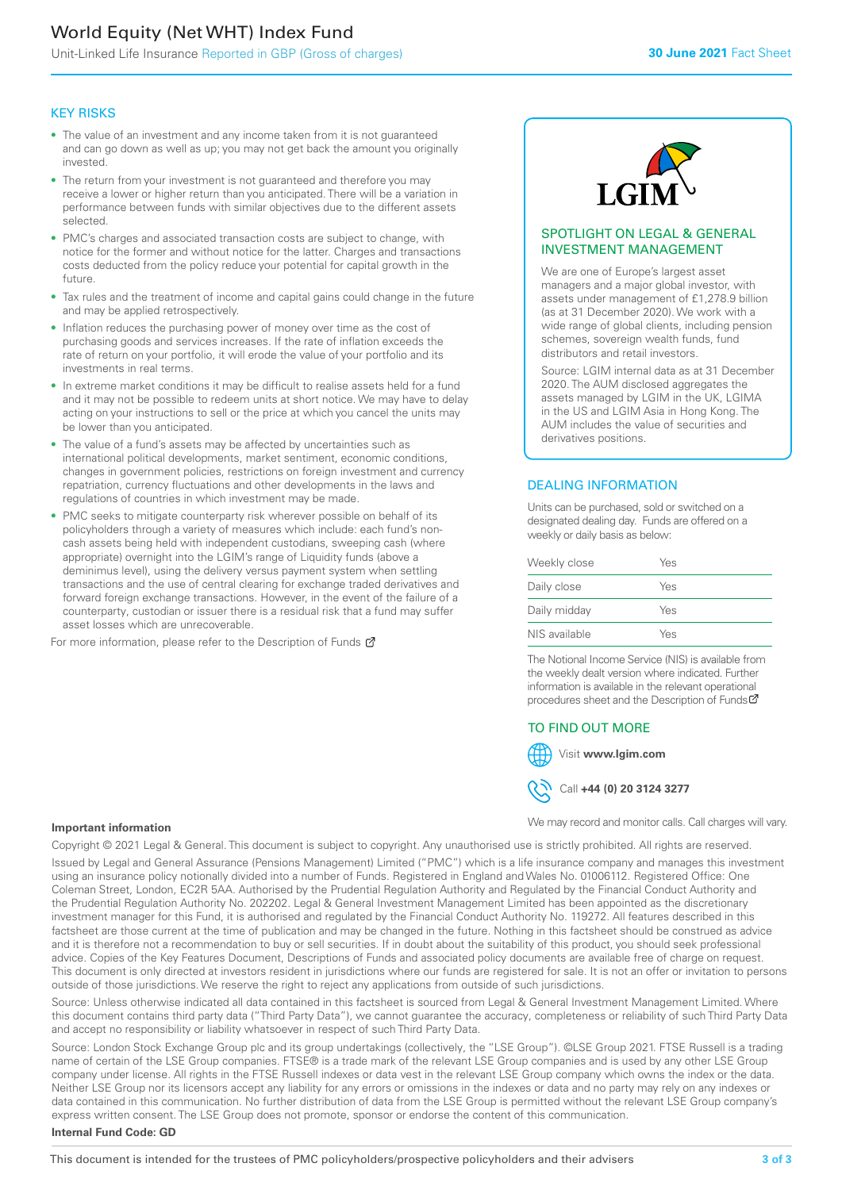# World Equity (Net WHT) Index Fund

Unit-Linked Life Insurance Reported in GBP (Gross of charges)

**30 June 2021** Fact Sheet

## KEY RISKS

- The value of an investment and any income taken from it is not guaranteed and can go down as well as up; you may not get back the amount you originally invested.
- The return from your investment is not guaranteed and therefore you may receive a lower or higher return than you anticipated. There will be a variation in performance between funds with similar objectives due to the different assets selected.
- PMC's charges and associated transaction costs are subject to change, with notice for the former and without notice for the latter. Charges and transactions costs deducted from the policy reduce your potential for capital growth in the future.
- Tax rules and the treatment of income and capital gains could change in the future and may be applied retrospectively.
- Inflation reduces the purchasing power of money over time as the cost of purchasing goods and services increases. If the rate of inflation exceeds the rate of return on your portfolio, it will erode the value of your portfolio and its investments in real terms.
- In extreme market conditions it may be difficult to realise assets held for a fund and it may not be possible to redeem units at short notice. We may have to delay acting on your instructions to sell or the price at which you cancel the units may be lower than you anticipated.
- The value of a fund's assets may be affected by uncertainties such as international political developments, market sentiment, economic conditions, changes in government policies, restrictions on foreign investment and currency repatriation, currency fluctuations and other developments in the laws and regulations of countries in which investment may be made.
- PMC seeks to mitigate counterparty risk wherever possible on behalf of its policyholders through a variety of measures which include: each fund's non-cash assets being held with independent custodians, sweeping cash (where appropriate) overnight into the LGIM's range of Liquidity funds (above a deminimus level), using the delivery versus payment system when settling transactions and the use of central clearing for exchange traded derivatives and forward foreign exchange transactions. However, in the event of the failure of a counterparty, custodian or issuer there is a residual risk that a fund may suffer asset losses which are unrecoverable.

For more information, please refer to the Description of Funds

## SPOTLIGHT ON LEGAL & GENERAL INVESTMENT MANAGEMENT

We are one of Europe's largest asset managers and a major global investor, with assets under management of £1,278.9 billion (as at 31 December 2020). We work with a wide range of global clients, including pension schemes, sovereign wealth funds, fund distributors and retail investors.

Source: LGIM internal data as at 31 December 2020. The AUM disclosed aggregates the assets managed by LGIM in the UK, LGIMA in the US and LGIM Asia in Hong Kong. The AUM includes the value of securities and derivatives positions.

## DEALING INFORMATION

Units can be purchased, sold or switched on a designated dealing day. Funds are offered on a weekly or daily basis as below:

| | |
|---|---|
| Weekly close | Yes |
| Daily close | Yes |
| Daily midday | Yes |
| NIS available | Yes |

The Notional Income Service (NIS) is available from the weekly dealt version where indicated. Further information is available in the relevant operational procedures sheet and the Description of Funds

## TO FIND OUT MORE

Visit **www.lgim.com**

Call **+44 (0) 20 3124 3277**

We may record and monitor calls. Call charges will vary.

**Important information**

Copyright © 2021 Legal & General. This document is subject to copyright. Any unauthorised use is strictly prohibited. All rights are reserved.

Issued by Legal and General Assurance (Pensions Management) Limited ("PMC") which is a life insurance company and manages this investment using an insurance policy notionally divided into a number of Funds. Registered in England and Wales No. 01006112. Registered Office: One Coleman Street, London, EC2R 5AA. Authorised by the Prudential Regulation Authority and Regulated by the Financial Conduct Authority and the Prudential Regulation Authority No. 202202. Legal & General Investment Management Limited has been appointed as the discretionary investment manager for this Fund, it is authorised and regulated by the Financial Conduct Authority No. 119272. All features described in this factsheet are those current at the time of publication and may be changed in the future. Nothing in this factsheet should be construed as advice and it is therefore not a recommendation to buy or sell securities. If in doubt about the suitability of this product, you should seek professional advice. Copies of the Key Features Document, Descriptions of Funds and associated policy documents are available free of charge on request. This document is only directed at investors resident in jurisdictions where our funds are registered for sale. It is not an offer or invitation to persons outside of those jurisdictions. We reserve the right to reject any applications from outside of such jurisdictions.

Source: Unless otherwise indicated all data contained in this factsheet is sourced from Legal & General Investment Management Limited. Where this document contains third party data ("Third Party Data"), we cannot guarantee the accuracy, completeness or reliability of such Third Party Data and accept no responsibility or liability whatsoever in respect of such Third Party Data.

Source: London Stock Exchange Group plc and its group undertakings (collectively, the "LSE Group"). ©LSE Group 2021. FTSE Russell is a trading name of certain of the LSE Group companies. FTSE® is a trade mark of the relevant LSE Group companies and is used by any other LSE Group company under license. All rights in the FTSE Russell indexes or data vest in the relevant LSE Group company which owns the index or the data. Neither LSE Group nor its licensors accept any liability for any errors or omissions in the indexes or data and no party may rely on any indexes or data contained in this communication. No further distribution of data from the LSE Group is permitted without the relevant LSE Group company's express written consent. The LSE Group does not promote, sponsor or endorse the content of this communication.

**Internal Fund Code: GD**

This document is intended for the trustees of PMC policyholders/prospective policyholders and their advisers